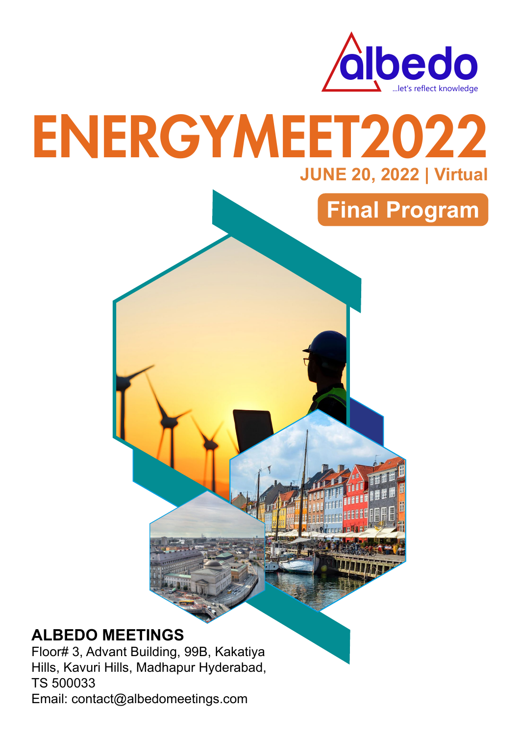albedo
...let's reflect knowledge

# ENERGYMEET2022

**JUNE 20, 2022 | Virtual**

## Final Program

**ALBEDO MEETINGS**
Floor# 3, Advant Building, 99B, Kakatiya Hills, Kavuri Hills, Madhapur Hyderabad, TS 500033
Email: contact@albedomeetings.com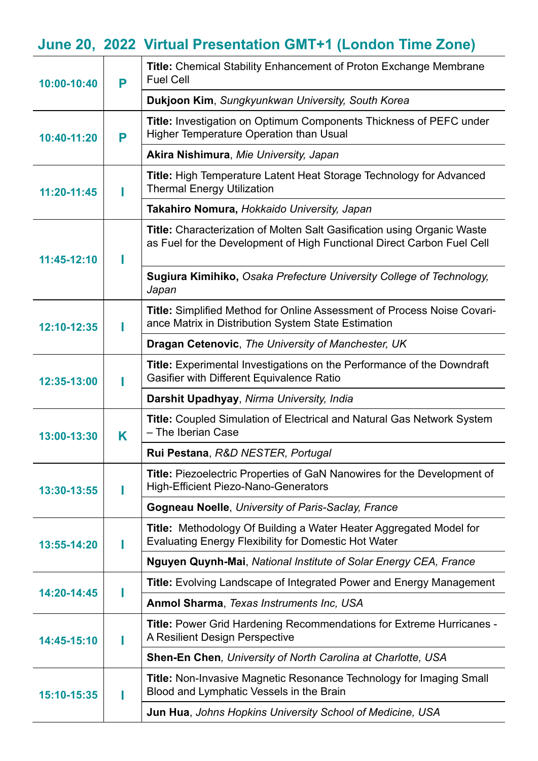## June 20, 2022 Virtual Presentation GMT+1 (London Time Zone)

| Time | Type | Details |
|---|---|---|
| 10:00-10:40 | P | **Title:** Chemical Stability Enhancement of Proton Exchange Membrane Fuel Cell |
| | | **Dukjoon Kim**, *Sungkyunkwan University, South Korea* |
| 10:40-11:20 | P | **Title:** Investigation on Optimum Components Thickness of PEFC under Higher Temperature Operation than Usual |
| | | **Akira Nishimura**, *Mie University, Japan* |
| 11:20-11:45 | I | **Title:** High Temperature Latent Heat Storage Technology for Advanced Thermal Energy Utilization |
| | | **Takahiro Nomura,** *Hokkaido University, Japan* |
| 11:45-12:10 | I | **Title:** Characterization of Molten Salt Gasification using Organic Waste as Fuel for the Development of High Functional Direct Carbon Fuel Cell |
| | | **Sugiura Kimihiko,** *Osaka Prefecture University College of Technology, Japan* |
| 12:10-12:35 | I | **Title:** Simplified Method for Online Assessment of Process Noise Covariance Matrix in Distribution System State Estimation |
| | | **Dragan Cetenovic**, *The University of Manchester, UK* |
| 12:35-13:00 | I | **Title:** Experimental Investigations on the Performance of the Downdraft Gasifier with Different Equivalence Ratio |
| | | **Darshit Upadhyay**, *Nirma University, India* |
| 13:00-13:30 | K | **Title:** Coupled Simulation of Electrical and Natural Gas Network System – The Iberian Case |
| | | **Rui Pestana**, *R&D NESTER, Portugal* |
| 13:30-13:55 | I | **Title:** Piezoelectric Properties of GaN Nanowires for the Development of High-Efficient Piezo-Nano-Generators |
| | | **Gogneau Noelle**, *University of Paris-Saclay, France* |
| 13:55-14:20 | I | **Title:** Methodology Of Building a Water Heater Aggregated Model for Evaluating Energy Flexibility for Domestic Hot Water |
| | | **Nguyen Quynh-Mai**, *National Institute of Solar Energy CEA, France* |
| 14:20-14:45 | I | **Title:** Evolving Landscape of Integrated Power and Energy Management |
| | | **Anmol Sharma**, *Texas Instruments Inc, USA* |
| 14:45-15:10 | I | **Title:** Power Grid Hardening Recommendations for Extreme Hurricanes - A Resilient Design Perspective |
| | | **Shen-En Chen**, *University of North Carolina at Charlotte, USA* |
| 15:10-15:35 | I | **Title:** Non-Invasive Magnetic Resonance Technology for Imaging Small Blood and Lymphatic Vessels in the Brain |
| | | **Jun Hua**, *Johns Hopkins University School of Medicine, USA* |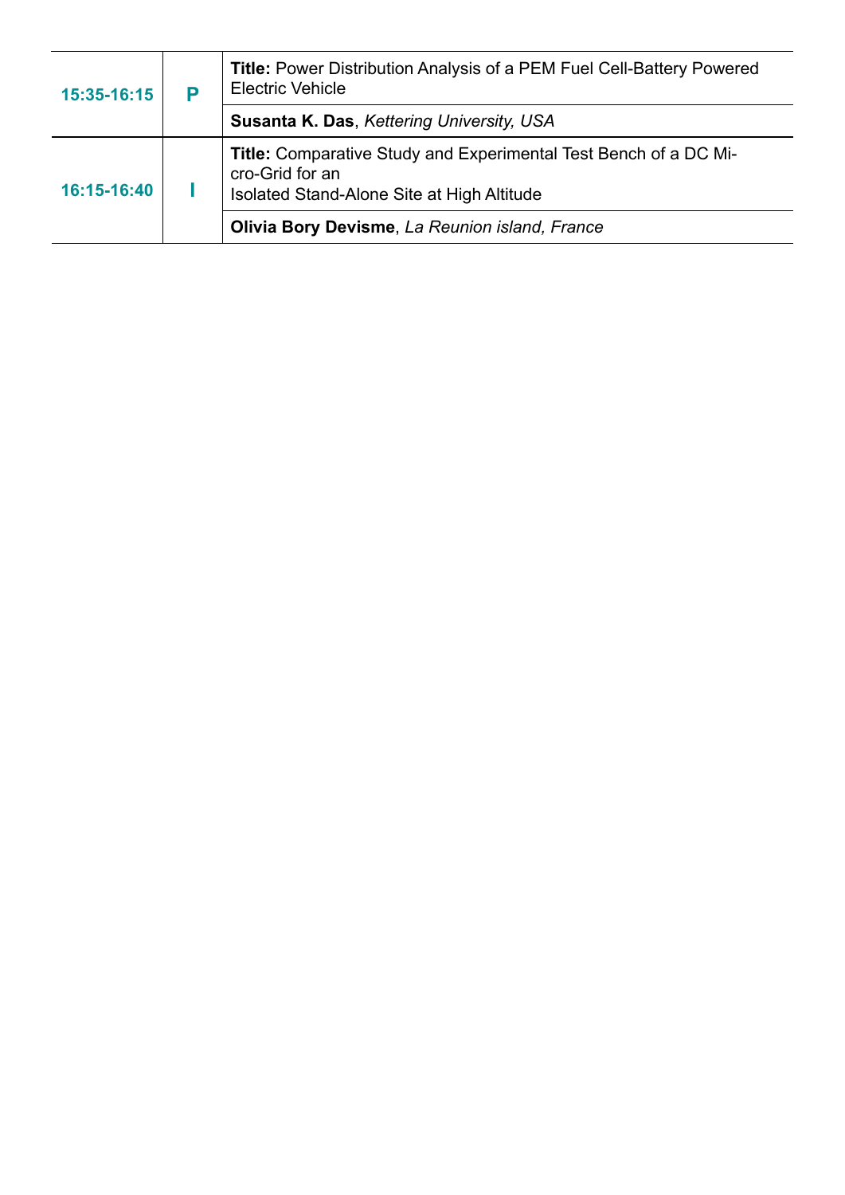| | | |
|---|---|---|
| 15:35-16:15 | P | **Title:** Power Distribution Analysis of a PEM Fuel Cell-Battery Powered Electric Vehicle |
| | | **Susanta K. Das**, *Kettering University, USA* |
| 16:15-16:40 | I | **Title:** Comparative Study and Experimental Test Bench of a DC Micro-Grid for an Isolated Stand-Alone Site at High Altitude |
| | | **Olivia Bory Devisme**, *La Reunion island, France* |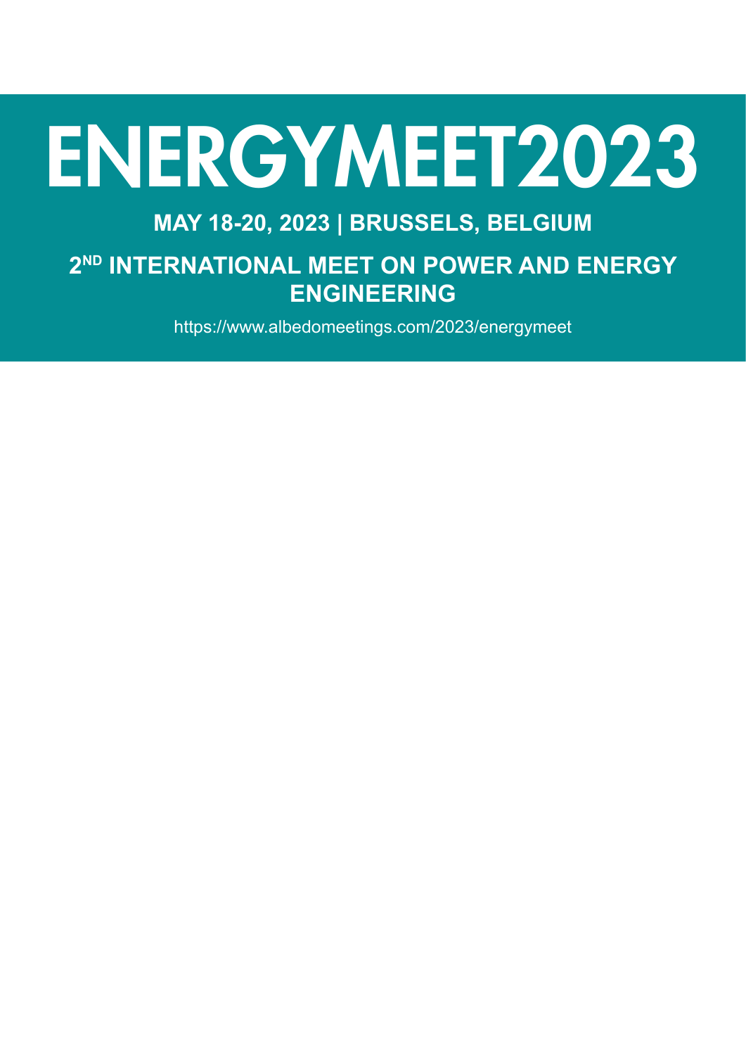# ENERGYMEET2023

## MAY 18-20, 2023 | BRUSSELS, BELGIUM

## 2ND INTERNATIONAL MEET ON POWER AND ENERGY ENGINEERING

https://www.albedomeetings.com/2023/energymeet